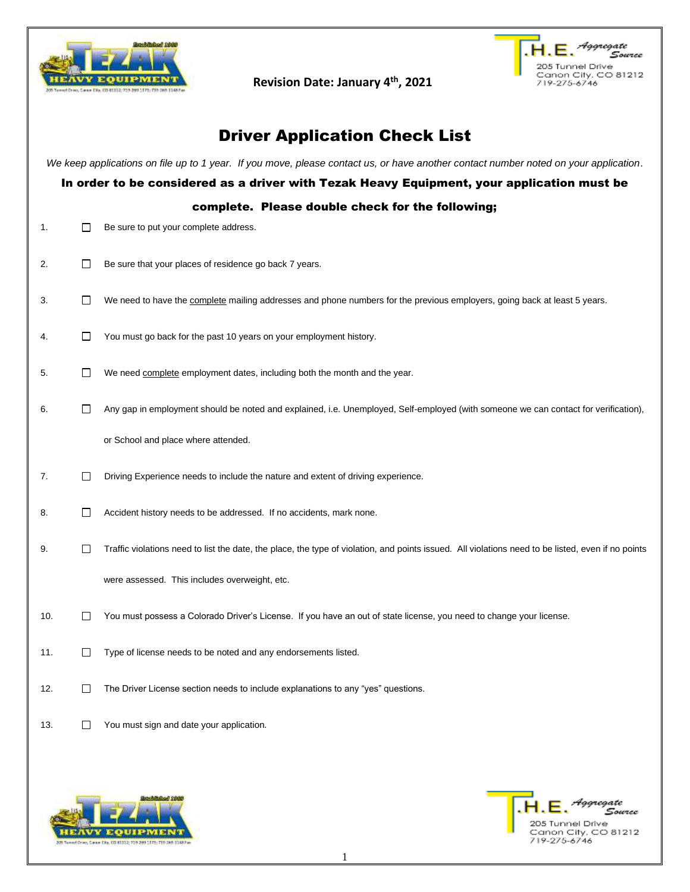Revision Date: January 4th, 2021

.H.E. Aggregate Source
205 Tunnel Drive
Canon City, CO 81212
719-275-6746

# Driver Application Check List

*We keep applications on file up to 1 year. If you move, please contact us, or have another contact number noted on your application.*

**In order to be considered as a driver with Tezak Heavy Equipment, your application must be complete. Please double check for the following;**

1. ☐ Be sure to put your complete address.
2. ☐ Be sure that your places of residence go back 7 years.
3. ☐ We need to have the complete mailing addresses and phone numbers for the previous employers, going back at least 5 years.
4. ☐ You must go back for the past 10 years on your employment history.
5. ☐ We need complete employment dates, including both the month and the year.
6. ☐ Any gap in employment should be noted and explained, i.e. Unemployed, Self-employed (with someone we can contact for verification), or School and place where attended.
7. ☐ Driving Experience needs to include the nature and extent of driving experience.
8. ☐ Accident history needs to be addressed. If no accidents, mark none.
9. ☐ Traffic violations need to list the date, the place, the type of violation, and points issued. All violations need to be listed, even if no points were assessed. This includes overweight, etc.
10. ☐ You must possess a Colorado Driver's License. If you have an out of state license, you need to change your license.
11. ☐ Type of license needs to be noted and any endorsements listed.
12. ☐ The Driver License section needs to include explanations to any "yes" questions.
13. ☐ You must sign and date your application.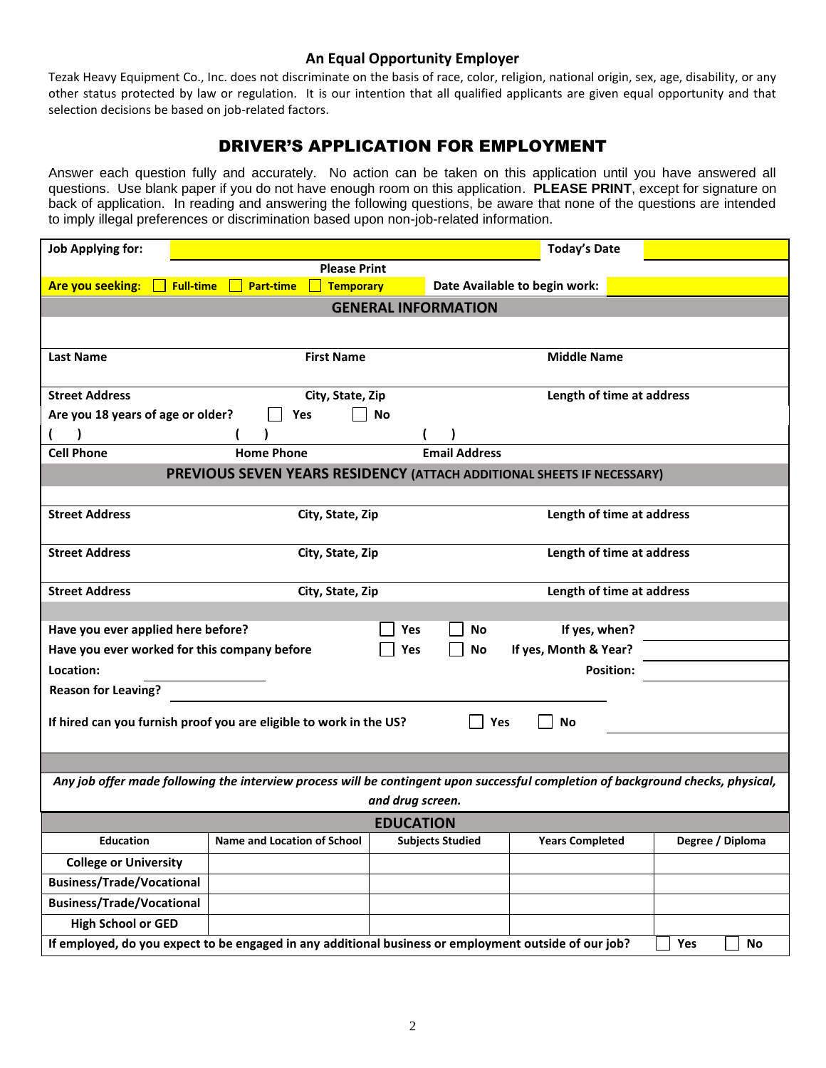## An Equal Opportunity Employer

Tezak Heavy Equipment Co., Inc. does not discriminate on the basis of race, color, religion, national origin, sex, age, disability, or any other status protected by law or regulation. It is our intention that all qualified applicants are given equal opportunity and that selection decisions be based on job-related factors.

# DRIVER'S APPLICATION FOR EMPLOYMENT

Answer each question fully and accurately. No action can be taken on this application until you have answered all questions. Use blank paper if you do not have enough room on this application. **PLEASE PRINT**, except for signature on back of application. In reading and answering the following questions, be aware that none of the questions are intended to imply illegal preferences or discrimination based upon non-job-related information.

**Job Applying for:** ____________________ **Today's Date** __________

**Please Print**

**Are you seeking:** ☐ **Full-time** ☐ **Part-time** ☐ **Temporary** **Date Available to begin work:** __________

## GENERAL INFORMATION

| **Last Name** | **First Name** | **Middle Name** |
|---|---|---|
| | | |

| **Street Address** | **City, State, Zip** | **Length of time at address** |
|---|---|---|
| | | |

**Are you 18 years of age or older?** ☐ **Yes** ☐ **No**

| ( ) | ( ) | ( ) |
|---|---|---|
| **Cell Phone** | **Home Phone** | **Email Address** |

## PREVIOUS SEVEN YEARS RESIDENCY (ATTACH ADDITIONAL SHEETS IF NECESSARY)

| **Street Address** | **City, State, Zip** | **Length of time at address** |
|---|---|---|
| | | |
| **Street Address** | **City, State, Zip** | **Length of time at address** |
| | | |
| **Street Address** | **City, State, Zip** | **Length of time at address** |

**Have you ever applied here before?** ☐ **Yes** ☐ **No** **If yes, when?** __________

**Have you ever worked for this company before** ☐ **Yes** ☐ **No** **If yes, Month & Year?** __________

**Location:** __________ **Position:** __________

**Reason for Leaving?** ____________________

**If hired can you furnish proof you are eligible to work in the US?** ☐ **Yes** ☐ **No** __________

***Any job offer made following the interview process will be contingent upon successful completion of background checks, physical, and drug screen.***

## EDUCATION

| Education | Name and Location of School | Subjects Studied | Years Completed | Degree / Diploma |
|---|---|---|---|---|
| **College or University** | | | | |
| **Business/Trade/Vocational** | | | | |
| **Business/Trade/Vocational** | | | | |
| **High School or GED** | | | | |

**If employed, do you expect to be engaged in any additional business or employment outside of our job?** ☐ **Yes** ☐ **No**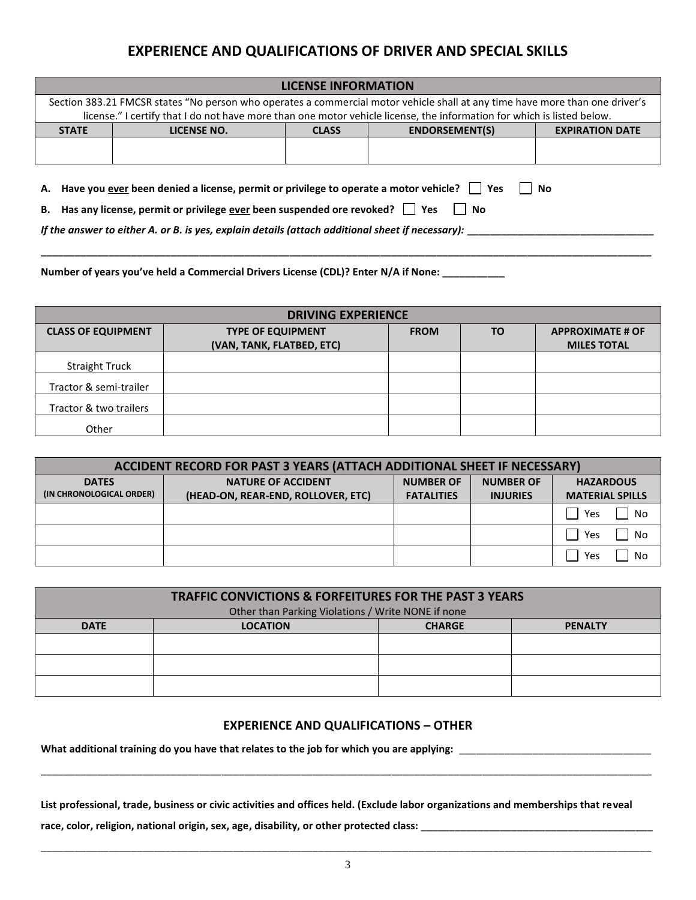# EXPERIENCE AND QUALIFICATIONS OF DRIVER AND SPECIAL SKILLS

| LICENSE INFORMATION | | | | |
|---|---|---|---|---|
| Section 383.21 FMCSR states "No person who operates a commercial motor vehicle shall at any time have more than one driver's license." I certify that I do not have more than one motor vehicle license, the information for which is listed below. | | | | |
| **STATE** | **LICENSE NO.** | **CLASS** | **ENDORSEMENT(S)** | **EXPIRATION DATE** |
| | | | | |

**A. Have you ever been denied a license, permit or privilege to operate a motor vehicle?** ☐ Yes ☐ No

**B. Has any license, permit or privilege ever been suspended ore revoked?** ☐ Yes ☐ No

***If the answer to either A. or B. is yes, explain details (attach additional sheet if necessary):*** ________________________________

________________________________________________________________________________________________

**Number of years you've held a Commercial Drivers License (CDL)? Enter N/A if None:** ___________

| DRIVING EXPERIENCE | | | | |
|---|---|---|---|---|
| **CLASS OF EQUIPMENT** | **TYPE OF EQUIPMENT (VAN, TANK, FLATBED, ETC)** | **FROM** | **TO** | **APPROXIMATE # OF MILES TOTAL** |
| Straight Truck | | | | |
| Tractor & semi-trailer | | | | |
| Tractor & two trailers | | | | |
| Other | | | | |

| ACCIDENT RECORD FOR PAST 3 YEARS (ATTACH ADDITIONAL SHEET IF NECESSARY) | | | | |
|---|---|---|---|---|
| **DATES (IN CHRONOLOGICAL ORDER)** | **NATURE OF ACCIDENT (HEAD-ON, REAR-END, ROLLOVER, ETC)** | **NUMBER OF FATALITIES** | **NUMBER OF INJURIES** | **HAZARDOUS MATERIAL SPILLS** |
| | | | | ☐ Yes ☐ No |
| | | | | ☐ Yes ☐ No |
| | | | | ☐ Yes ☐ No |

| TRAFFIC CONVICTIONS & FORFEITURES FOR THE PAST 3 YEARS<br>Other than Parking Violations / Write NONE if none | | | |
|---|---|---|---|
| **DATE** | **LOCATION** | **CHARGE** | **PENALTY** |
| | | | |
| | | | |
| | | | |

## EXPERIENCE AND QUALIFICATIONS – OTHER

**What additional training do you have that relates to the job for which you are applying:** ___________________________________

________________________________________________________________________________________________

**List professional, trade, business or civic activities and offices held. (Exclude labor organizations and memberships that reveal race, color, religion, national origin, sex, age, disability, or other protected class:** ___________________________________________

________________________________________________________________________________________________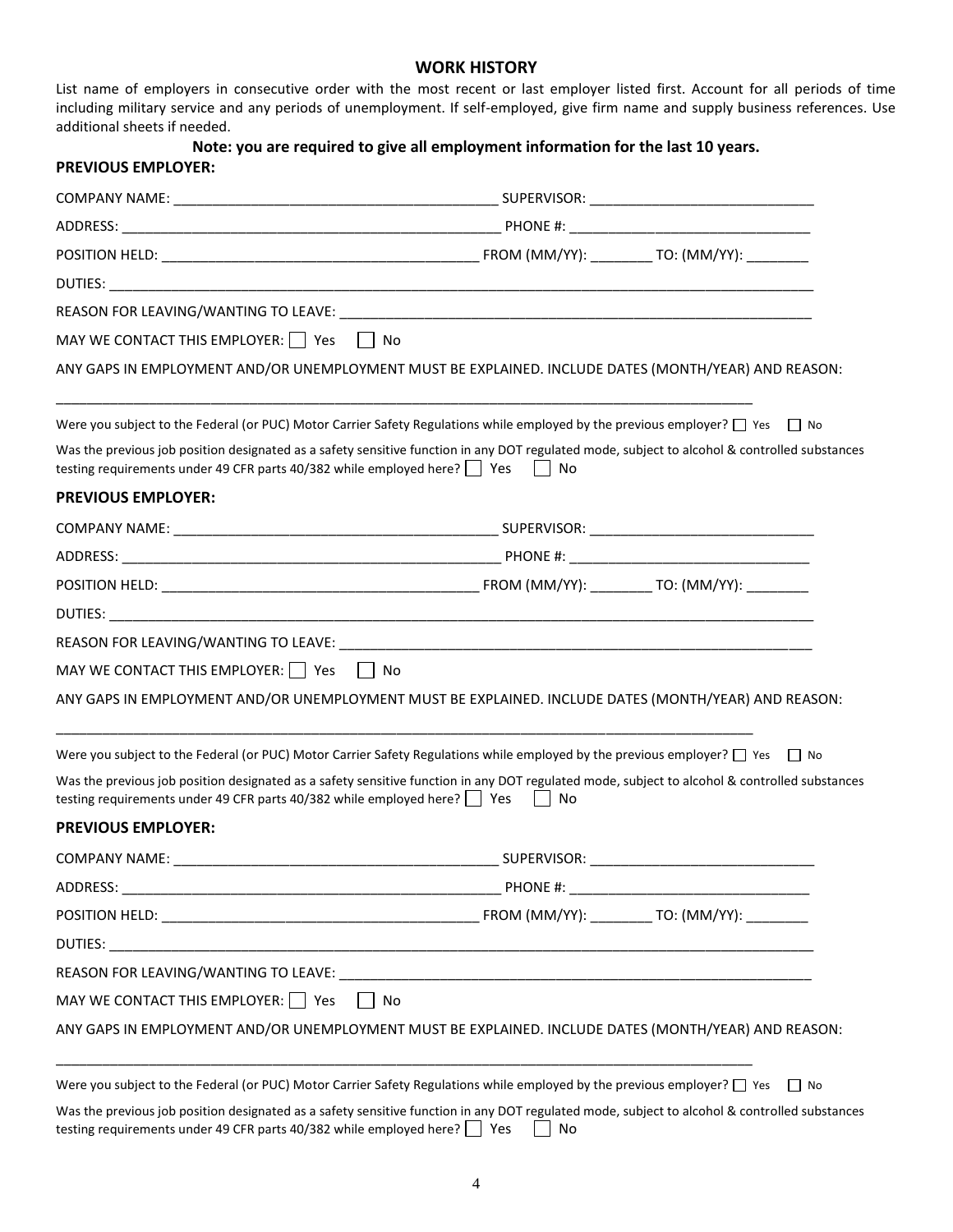## WORK HISTORY

List name of employers in consecutive order with the most recent or last employer listed first. Account for all periods of time including military service and any periods of unemployment. If self-employed, give firm name and supply business references. Use additional sheets if needed.

**Note: you are required to give all employment information for the last 10 years.**

### PREVIOUS EMPLOYER:

COMPANY NAME: ___________________________________________ SUPERVISOR: _____________________________

ADDRESS: __________________________________________________ PHONE #: _______________________________

POSITION HELD: _________________________________________ FROM (MM/YY): ________ TO: (MM/YY): ________

DUTIES: ______________________________________________________________________________________________

REASON FOR LEAVING/WANTING TO LEAVE: _______________________________________________________________

MAY WE CONTACT THIS EMPLOYER: ☐ Yes ☐ No

ANY GAPS IN EMPLOYMENT AND/OR UNEMPLOYMENT MUST BE EXPLAINED. INCLUDE DATES (MONTH/YEAR) AND REASON:

_______________________________________________________________________________________________

Were you subject to the Federal (or PUC) Motor Carrier Safety Regulations while employed by the previous employer? ☐ Yes ☐ No

Was the previous job position designated as a safety sensitive function in any DOT regulated mode, subject to alcohol & controlled substances testing requirements under 49 CFR parts 40/382 while employed here? ☐ Yes ☐ No

### PREVIOUS EMPLOYER:

COMPANY NAME: ___________________________________________ SUPERVISOR: _____________________________

ADDRESS: __________________________________________________ PHONE #: _______________________________

POSITION HELD: _________________________________________ FROM (MM/YY): ________ TO: (MM/YY): ________

DUTIES: ______________________________________________________________________________________________

REASON FOR LEAVING/WANTING TO LEAVE: _______________________________________________________________

MAY WE CONTACT THIS EMPLOYER: ☐ Yes ☐ No

ANY GAPS IN EMPLOYMENT AND/OR UNEMPLOYMENT MUST BE EXPLAINED. INCLUDE DATES (MONTH/YEAR) AND REASON:

_______________________________________________________________________________________________

Were you subject to the Federal (or PUC) Motor Carrier Safety Regulations while employed by the previous employer? ☐ Yes ☐ No

Was the previous job position designated as a safety sensitive function in any DOT regulated mode, subject to alcohol & controlled substances testing requirements under 49 CFR parts 40/382 while employed here? ☐ Yes ☐ No

### PREVIOUS EMPLOYER:

COMPANY NAME: ___________________________________________ SUPERVISOR: _____________________________

ADDRESS: __________________________________________________ PHONE #: _______________________________

POSITION HELD: _________________________________________ FROM (MM/YY): ________ TO: (MM/YY): ________

DUTIES: ______________________________________________________________________________________________

REASON FOR LEAVING/WANTING TO LEAVE: _______________________________________________________________

MAY WE CONTACT THIS EMPLOYER: ☐ Yes ☐ No

ANY GAPS IN EMPLOYMENT AND/OR UNEMPLOYMENT MUST BE EXPLAINED. INCLUDE DATES (MONTH/YEAR) AND REASON:

_______________________________________________________________________________________________

Were you subject to the Federal (or PUC) Motor Carrier Safety Regulations while employed by the previous employer? ☐ Yes ☐ No

Was the previous job position designated as a safety sensitive function in any DOT regulated mode, subject to alcohol & controlled substances testing requirements under 49 CFR parts 40/382 while employed here? ☐ Yes ☐ No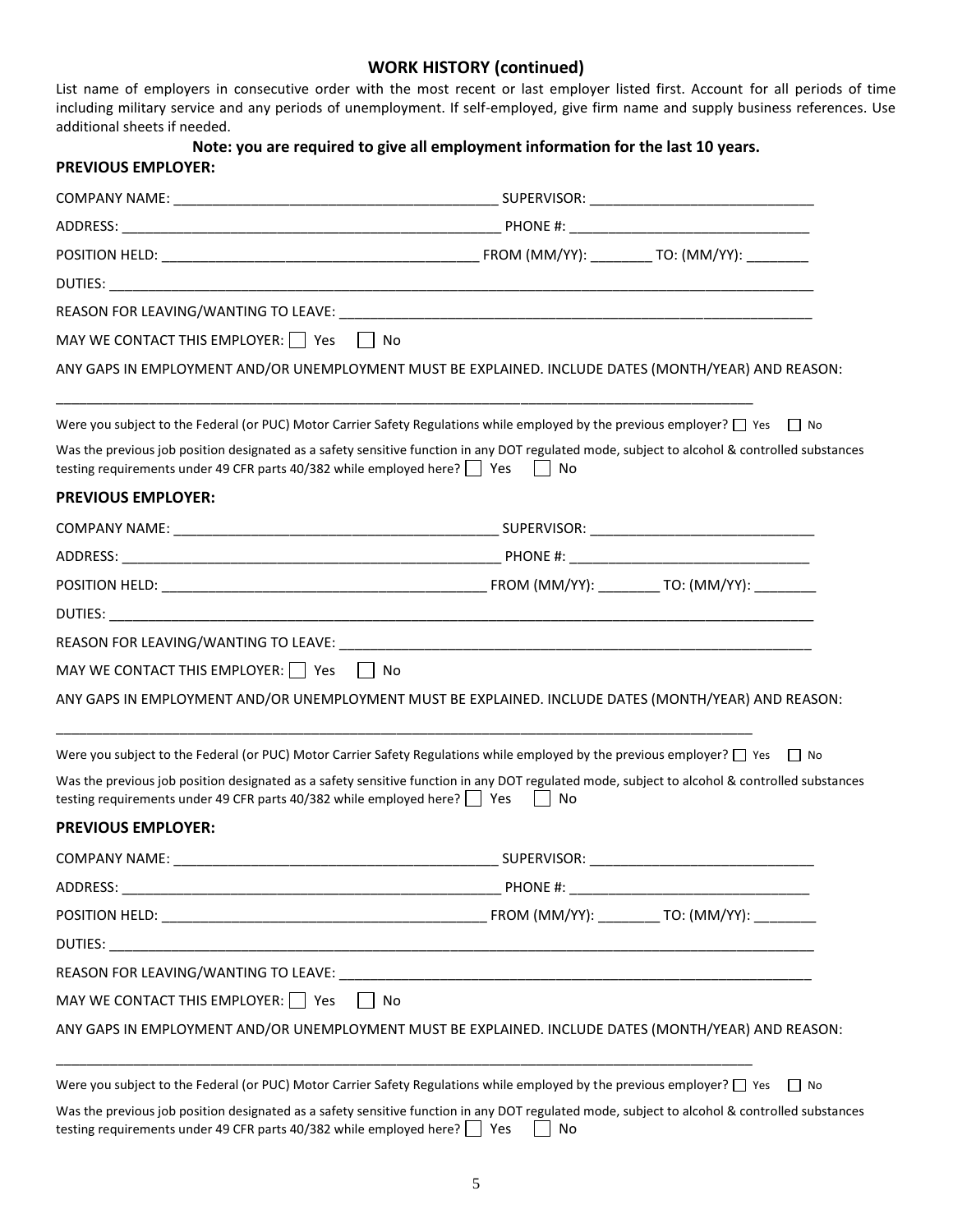## WORK HISTORY (continued)

List name of employers in consecutive order with the most recent or last employer listed first. Account for all periods of time including military service and any periods of unemployment. If self-employed, give firm name and supply business references. Use additional sheets if needed.

**Note: you are required to give all employment information for the last 10 years.**

### PREVIOUS EMPLOYER:

COMPANY NAME: ________________________________________ SUPERVISOR: ____________________________

ADDRESS: ______________________________________________ PHONE #: ______________________________

POSITION HELD: ________________________________________ FROM (MM/YY): ________ TO: (MM/YY): ________

DUTIES: ____________________________________________________________________________________________

REASON FOR LEAVING/WANTING TO LEAVE: ______________________________________________________________

MAY WE CONTACT THIS EMPLOYER: ☐ Yes ☐ No

ANY GAPS IN EMPLOYMENT AND/OR UNEMPLOYMENT MUST BE EXPLAINED. INCLUDE DATES (MONTH/YEAR) AND REASON:

____________________________________________________________________________________________

Were you subject to the Federal (or PUC) Motor Carrier Safety Regulations while employed by the previous employer? ☐ Yes ☐ No

Was the previous job position designated as a safety sensitive function in any DOT regulated mode, subject to alcohol & controlled substances testing requirements under 49 CFR parts 40/382 while employed here? ☐ Yes ☐ No

### PREVIOUS EMPLOYER:

COMPANY NAME: ________________________________________ SUPERVISOR: ____________________________

ADDRESS: ______________________________________________ PHONE #: ______________________________

POSITION HELD: ________________________________________ FROM (MM/YY): ________ TO: (MM/YY): ________

DUTIES: ____________________________________________________________________________________________

REASON FOR LEAVING/WANTING TO LEAVE: ______________________________________________________________

MAY WE CONTACT THIS EMPLOYER: ☐ Yes ☐ No

ANY GAPS IN EMPLOYMENT AND/OR UNEMPLOYMENT MUST BE EXPLAINED. INCLUDE DATES (MONTH/YEAR) AND REASON:

____________________________________________________________________________________________

Were you subject to the Federal (or PUC) Motor Carrier Safety Regulations while employed by the previous employer? ☐ Yes ☐ No

Was the previous job position designated as a safety sensitive function in any DOT regulated mode, subject to alcohol & controlled substances testing requirements under 49 CFR parts 40/382 while employed here? ☐ Yes ☐ No

### PREVIOUS EMPLOYER:

COMPANY NAME: ________________________________________ SUPERVISOR: ____________________________

ADDRESS: ______________________________________________ PHONE #: ______________________________

POSITION HELD: ________________________________________ FROM (MM/YY): ________ TO: (MM/YY): ________

DUTIES: ____________________________________________________________________________________________

REASON FOR LEAVING/WANTING TO LEAVE: ______________________________________________________________

MAY WE CONTACT THIS EMPLOYER: ☐ Yes ☐ No

ANY GAPS IN EMPLOYMENT AND/OR UNEMPLOYMENT MUST BE EXPLAINED. INCLUDE DATES (MONTH/YEAR) AND REASON:

____________________________________________________________________________________________

Were you subject to the Federal (or PUC) Motor Carrier Safety Regulations while employed by the previous employer? ☐ Yes ☐ No

Was the previous job position designated as a safety sensitive function in any DOT regulated mode, subject to alcohol & controlled substances testing requirements under 49 CFR parts 40/382 while employed here? ☐ Yes ☐ No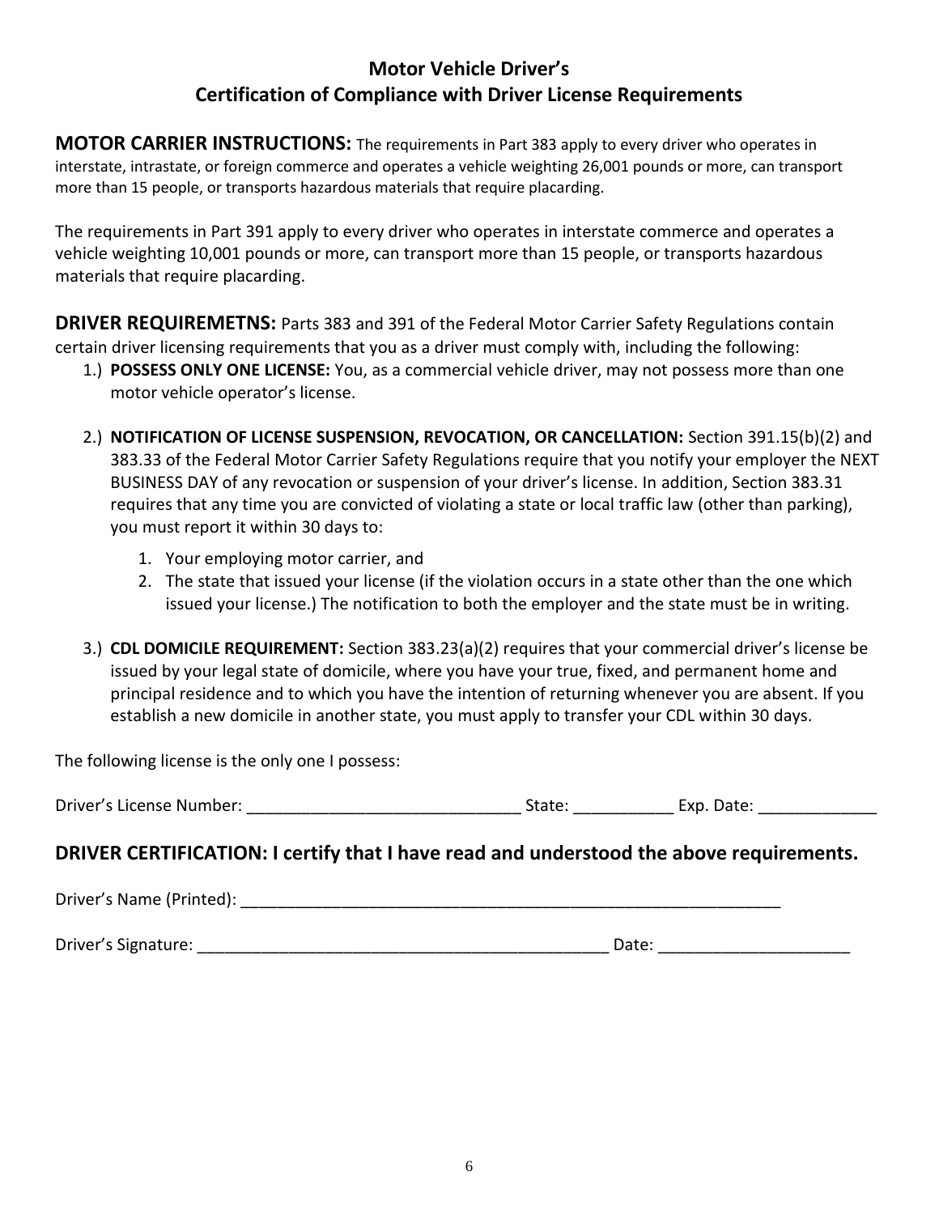## Motor Vehicle Driver's
## Certification of Compliance with Driver License Requirements

**MOTOR CARRIER INSTRUCTIONS:** The requirements in Part 383 apply to every driver who operates in interstate, intrastate, or foreign commerce and operates a vehicle weighting 26,001 pounds or more, can transport more than 15 people, or transports hazardous materials that require placarding.

The requirements in Part 391 apply to every driver who operates in interstate commerce and operates a vehicle weighting 10,001 pounds or more, can transport more than 15 people, or transports hazardous materials that require placarding.

**DRIVER REQUIREMETNS:** Parts 383 and 391 of the Federal Motor Carrier Safety Regulations contain certain driver licensing requirements that you as a driver must comply with, including the following:

1.) **POSSESS ONLY ONE LICENSE:** You, as a commercial vehicle driver, may not possess more than one motor vehicle operator's license.

2.) **NOTIFICATION OF LICENSE SUSPENSION, REVOCATION, OR CANCELLATION:** Section 391.15(b)(2) and 383.33 of the Federal Motor Carrier Safety Regulations require that you notify your employer the NEXT BUSINESS DAY of any revocation or suspension of your driver's license. In addition, Section 383.31 requires that any time you are convicted of violating a state or local traffic law (other than parking), you must report it within 30 days to:
    1. Your employing motor carrier, and
    2. The state that issued your license (if the violation occurs in a state other than the one which issued your license.) The notification to both the employer and the state must be in writing.

3.) **CDL DOMICILE REQUIREMENT:** Section 383.23(a)(2) requires that your commercial driver's license be issued by your legal state of domicile, where you have your true, fixed, and permanent home and principal residence and to which you have the intention of returning whenever you are absent. If you establish a new domicile in another state, you must apply to transfer your CDL within 30 days.

The following license is the only one I possess:

Driver's License Number: ______________________________ State: ___________ Exp. Date: _____________

## DRIVER CERTIFICATION: I certify that I have read and understood the above requirements.

Driver's Name (Printed): ______________________________________________________________

Driver's Signature: ______________________________________________ Date: _____________________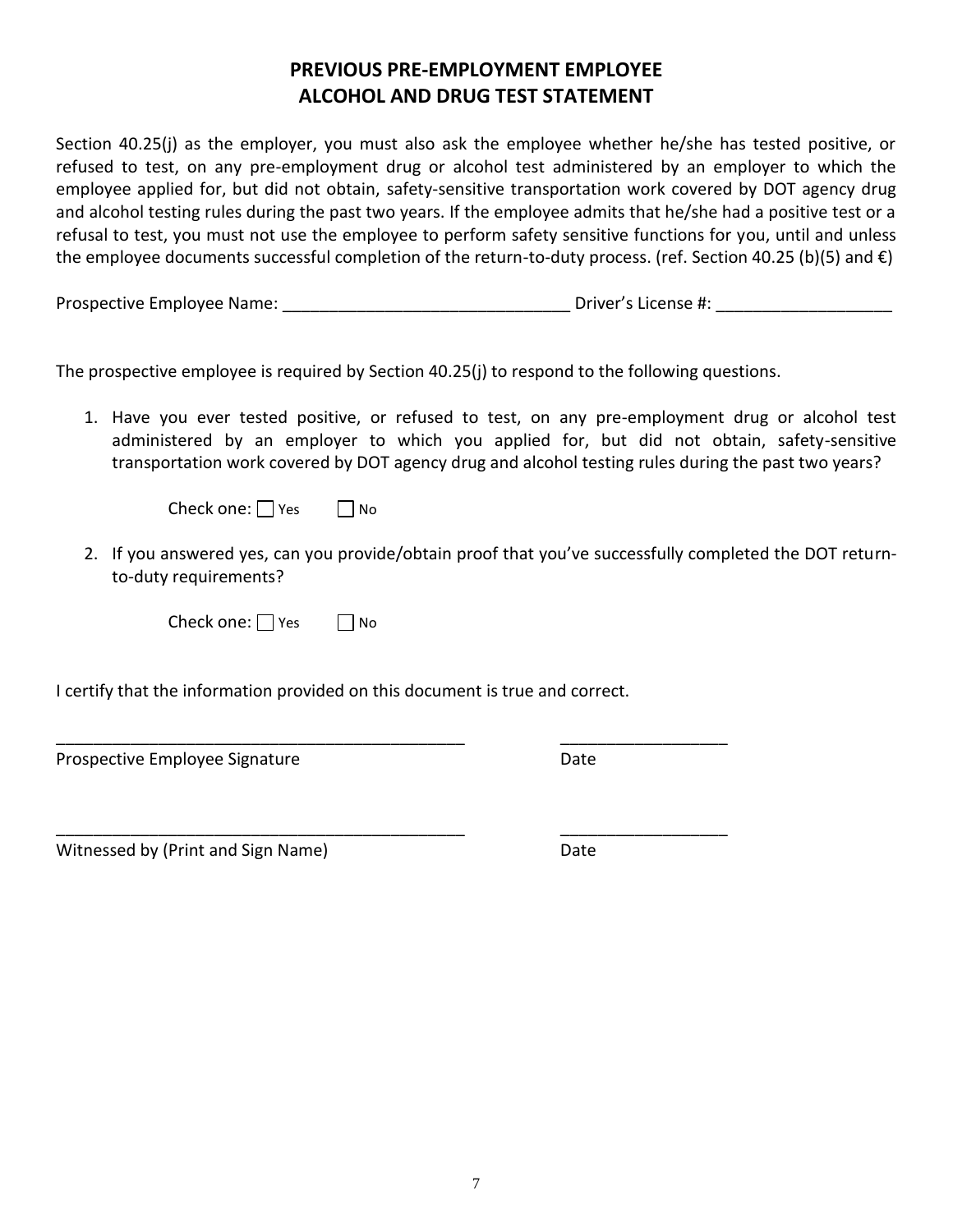# PREVIOUS PRE-EMPLOYMENT EMPLOYEE ALCOHOL AND DRUG TEST STATEMENT

Section 40.25(j) as the employer, you must also ask the employee whether he/she has tested positive, or refused to test, on any pre-employment drug or alcohol test administered by an employer to which the employee applied for, but did not obtain, safety-sensitive transportation work covered by DOT agency drug and alcohol testing rules during the past two years. If the employee admits that he/she had a positive test or a refusal to test, you must not use the employee to perform safety sensitive functions for you, until and unless the employee documents successful completion of the return-to-duty process. (ref. Section 40.25 (b)(5) and €)

Prospective Employee Name: _______________________________ Driver's License #: ___________________

The prospective employee is required by Section 40.25(j) to respond to the following questions.

1. Have you ever tested positive, or refused to test, on any pre-employment drug or alcohol test administered by an employer to which you applied for, but did not obtain, safety-sensitive transportation work covered by DOT agency drug and alcohol testing rules during the past two years?

   Check one: ☐ Yes ☐ No

2. If you answered yes, can you provide/obtain proof that you've successfully completed the DOT return-to-duty requirements?

   Check one: ☐ Yes ☐ No

I certify that the information provided on this document is true and correct.

______________________________________________ __________________

Prospective Employee Signature Date

______________________________________________ __________________

Witnessed by (Print and Sign Name) Date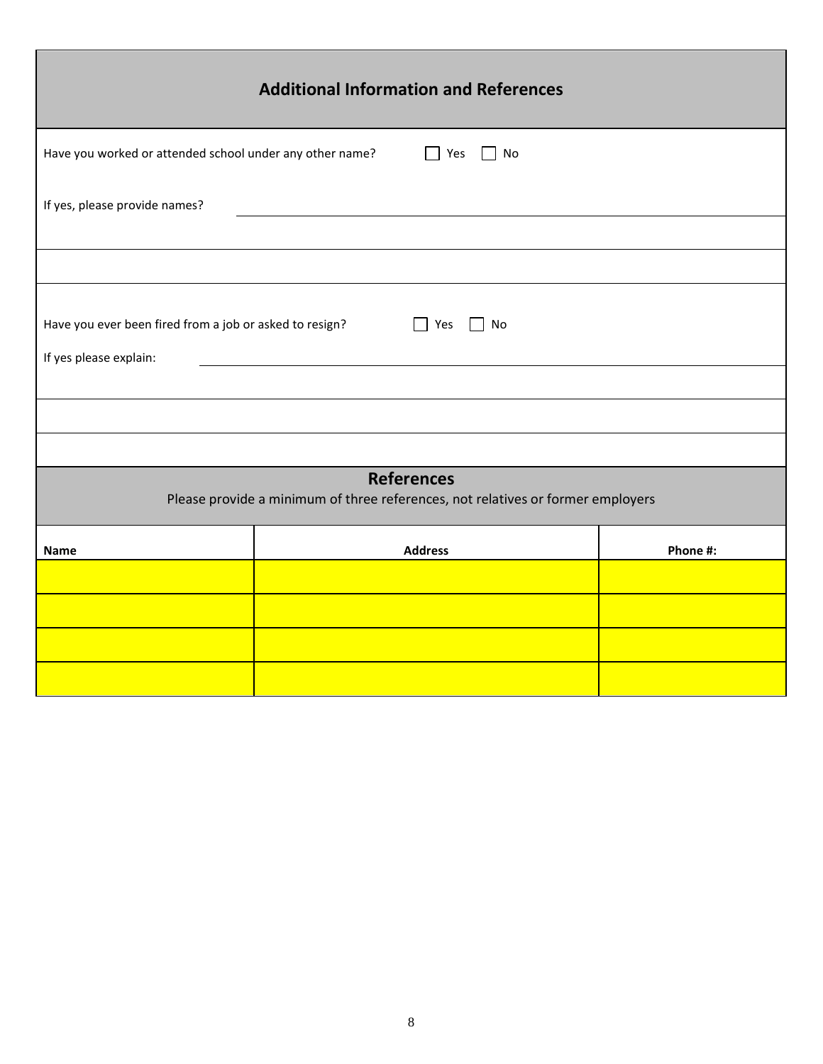## Additional Information and References

Have you worked or attended school under any other name? ☐ Yes ☐ No

If yes, please provide names? ______________________________

Have you ever been fired from a job or asked to resign? ☐ Yes ☐ No

If yes please explain: ______________________________

## References

Please provide a minimum of three references, not relatives or former employers

| Name | Address | Phone #: |
|---|---|---|
| | | |
| | | |
| | | |
| | | |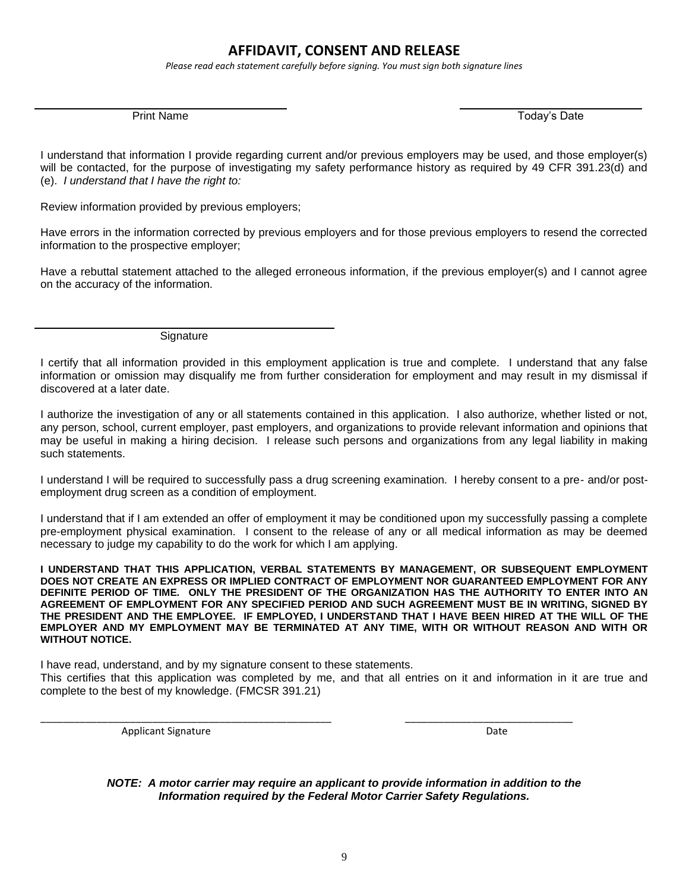# AFFIDAVIT, CONSENT AND RELEASE

*Please read each statement carefully before signing. You must sign both signature lines*

\_\_\_\_\_\_\_\_\_\_\_\_\_\_\_\_\_\_\_\_\_\_\_\_\_\_\_\_\_\_\_\_\_\_ \_\_\_\_\_\_\_\_\_\_\_\_\_\_\_\_\_\_\_\_\_\_\_\_\_\_

Print Name Today's Date

I understand that information I provide regarding current and/or previous employers may be used, and those employer(s) will be contacted, for the purpose of investigating my safety performance history as required by 49 CFR 391.23(d) and (e). *I understand that I have the right to:*

Review information provided by previous employers;

Have errors in the information corrected by previous employers and for those previous employers to resend the corrected information to the prospective employer;

Have a rebuttal statement attached to the alleged erroneous information, if the previous employer(s) and I cannot agree on the accuracy of the information.

\_\_\_\_\_\_\_\_\_\_\_\_\_\_\_\_\_\_\_\_\_\_\_\_\_\_\_\_\_\_\_\_\_\_\_\_\_\_\_\_

Signature

I certify that all information provided in this employment application is true and complete. I understand that any false information or omission may disqualify me from further consideration for employment and may result in my dismissal if discovered at a later date.

I authorize the investigation of any or all statements contained in this application. I also authorize, whether listed or not, any person, school, current employer, past employers, and organizations to provide relevant information and opinions that may be useful in making a hiring decision. I release such persons and organizations from any legal liability in making such statements.

I understand I will be required to successfully pass a drug screening examination. I hereby consent to a pre- and/or post-employment drug screen as a condition of employment.

I understand that if I am extended an offer of employment it may be conditioned upon my successfully passing a complete pre-employment physical examination. I consent to the release of any or all medical information as may be deemed necessary to judge my capability to do the work for which I am applying.

**I UNDERSTAND THAT THIS APPLICATION, VERBAL STATEMENTS BY MANAGEMENT, OR SUBSEQUENT EMPLOYMENT DOES NOT CREATE AN EXPRESS OR IMPLIED CONTRACT OF EMPLOYMENT NOR GUARANTEED EMPLOYMENT FOR ANY DEFINITE PERIOD OF TIME. ONLY THE PRESIDENT OF THE ORGANIZATION HAS THE AUTHORITY TO ENTER INTO AN AGREEMENT OF EMPLOYMENT FOR ANY SPECIFIED PERIOD AND SUCH AGREEMENT MUST BE IN WRITING, SIGNED BY THE PRESIDENT AND THE EMPLOYEE. IF EMPLOYED, I UNDERSTAND THAT I HAVE BEEN HIRED AT THE WILL OF THE EMPLOYER AND MY EMPLOYMENT MAY BE TERMINATED AT ANY TIME, WITH OR WITHOUT REASON AND WITH OR WITHOUT NOTICE.**

I have read, understand, and by my signature consent to these statements.
This certifies that this application was completed by me, and that all entries on it and information in it are true and complete to the best of my knowledge. (FMCSR 391.21)

\_\_\_\_\_\_\_\_\_\_\_\_\_\_\_\_\_\_\_\_\_\_\_\_\_\_\_\_\_\_\_\_\_\_\_\_\_\_\_\_\_\_\_\_\_\_\_\_ \_\_\_\_\_\_\_\_\_\_\_\_\_\_\_\_\_\_\_\_\_\_\_\_\_\_\_\_

Applicant Signature Date

***NOTE: A motor carrier may require an applicant to provide information in addition to the Information required by the Federal Motor Carrier Safety Regulations.***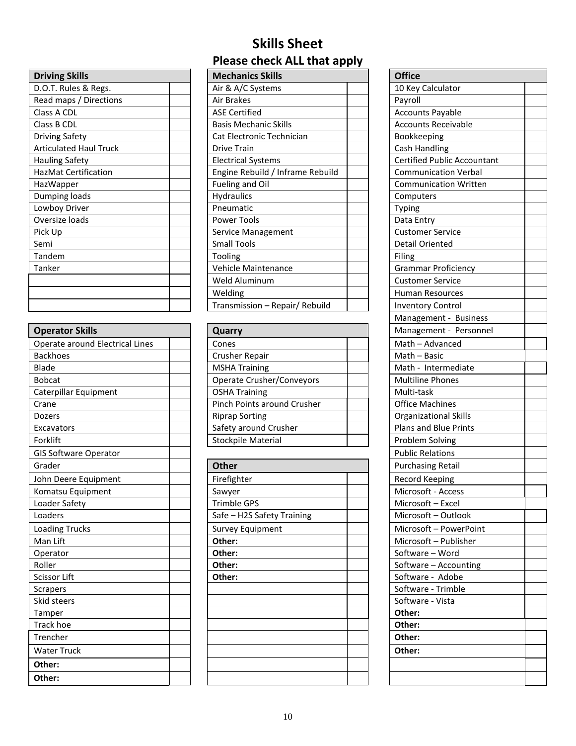# Skills Sheet

## Please check ALL that apply

| Driving Skills | |
|---|---|
| D.O.T. Rules & Regs. | |
| Read maps / Directions | |
| Class A CDL | |
| Class B CDL | |
| Driving Safety | |
| Articulated Haul Truck | |
| Hauling Safety | |
| HazMat Certification | |
| HazWapper | |
| Dumping loads | |
| Lowboy Driver | |
| Oversize loads | |
| Pick Up | |
| Semi | |
| Tandem | |
| Tanker | |
| | |
| | |
| | |

| Operator Skills | |
|---|---|
| Operate around Electrical Lines | |
| Backhoes | |
| Blade | |
| Bobcat | |
| Caterpillar Equipment | |
| Crane | |
| Dozers | |
| Excavators | |
| Forklift | |
| GIS Software Operator | |
| Grader | |
| John Deere Equipment | |
| Komatsu Equipment | |
| Loader Safety | |
| Loaders | |
| Loading Trucks | |
| Man Lift | |
| Operator | |
| Roller | |
| Scissor Lift | |
| Scrapers | |
| Skid steers | |
| Tamper | |
| Track hoe | |
| Trencher | |
| Water Truck | |
| **Other:** | |
| **Other:** | |

| Mechanics Skills | |
|---|---|
| Air & A/C Systems | |
| Air Brakes | |
| ASE Certified | |
| Basis Mechanic Skills | |
| Cat Electronic Technician | |
| Drive Train | |
| Electrical Systems | |
| Engine Rebuild / Inframe Rebuild | |
| Fueling and Oil | |
| Hydraulics | |
| Pneumatic | |
| Power Tools | |
| Service Management | |
| Small Tools | |
| Tooling | |
| Vehicle Maintenance | |
| Weld Aluminum | |
| Welding | |
| Transmission – Repair/ Rebuild | |

| Quarry | |
|---|---|
| Cones | |
| Crusher Repair | |
| MSHA Training | |
| Operate Crusher/Conveyors | |
| OSHA Training | |
| Pinch Points around Crusher | |
| Riprap Sorting | |
| Safety around Crusher | |
| Stockpile Material | |

| Other | |
|---|---|
| Firefighter | |
| Sawyer | |
| Trimble GPS | |
| Safe – H2S Safety Training | |
| Survey Equipment | |
| **Other:** | |
| **Other:** | |
| **Other:** | |
| **Other:** | |
| | |
| | |
| | |
| | |
| | |
| | |
| | |
| | |

| Office | |
|---|---|
| 10 Key Calculator | |
| Payroll | |
| Accounts Payable | |
| Accounts Receivable | |
| Bookkeeping | |
| Cash Handling | |
| Certified Public Accountant | |
| Communication Verbal | |
| Communication Written | |
| Computers | |
| Typing | |
| Data Entry | |
| Customer Service | |
| Detail Oriented | |
| Filing | |
| Grammar Proficiency | |
| Customer Service | |
| Human Resources | |
| Inventory Control | |
| Management - Business | |
| Management - Personnel | |
| Math – Advanced | |
| Math – Basic | |
| Math - Intermediate | |
| Multiline Phones | |
| Multi-task | |
| Office Machines | |
| Organizational Skills | |
| Plans and Blue Prints | |
| Problem Solving | |
| Public Relations | |
| Purchasing Retail | |
| Record Keeping | |
| Microsoft - Access | |
| Microsoft – Excel | |
| Microsoft – Outlook | |
| Microsoft – PowerPoint | |
| Microsoft – Publisher | |
| Software – Word | |
| Software – Accounting | |
| Software - Adobe | |
| Software - Trimble | |
| Software - Vista | |
| **Other:** | |
| **Other:** | |
| **Other:** | |
| **Other:** | |
| | |
| | |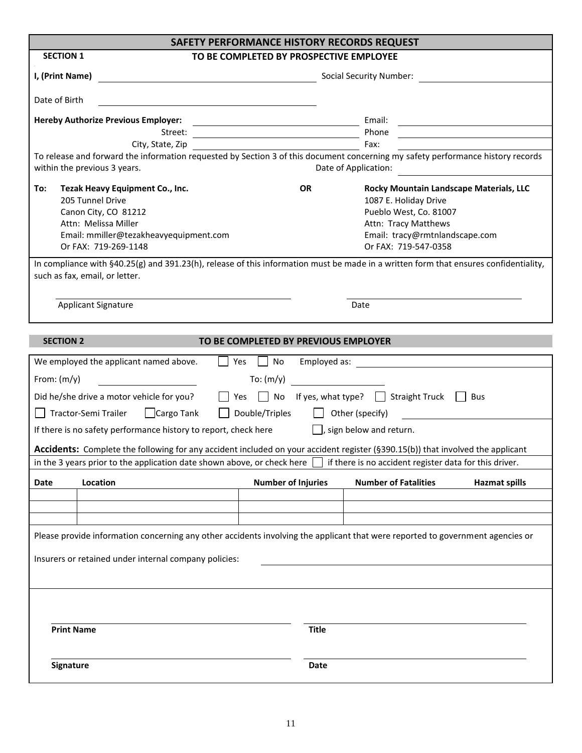# SAFETY PERFORMANCE HISTORY RECORDS REQUEST

**SECTION 1** — **TO BE COMPLETED BY PROSPECTIVE EMPLOYEE**

**I, (Print Name)** ______________________ Social Security Number: ______________________

Date of Birth ______________________

**Hereby Authorize Previous Employer:** ______________________ Email: ______________________

Street: ______________________ Phone ______________________

City, State, Zip ______________________ Fax: ______________________

To release and forward the information requested by Section 3 of this document concerning my safety performance history records within the previous 3 years. Date of Application: ______________________

**To:** **Tezak Heavy Equipment Co., Inc.**
205 Tunnel Drive
Canon City, CO 81212
Attn: Melissa Miller
Email: mmiller@tezakheavyequipment.com
Or FAX: 719-269-1148

**OR**

**Rocky Mountain Landscape Materials, LLC**
1087 E. Holiday Drive
Pueblo West, Co. 81007
Attn: Tracy Matthews
Email: tracy@rmtnlandscape.com
Or FAX: 719-547-0358

In compliance with §40.25(g) and 391.23(h), release of this information must be made in a written form that ensures confidentiality, such as fax, email, or letter.

______________________ Applicant Signature

______________________ Date

**SECTION 2** — **TO BE COMPLETED BY PREVIOUS EMPLOYER**

We employed the applicant named above. ☐ Yes ☐ No Employed as: ______________________

From: (m/y) ______________ To: (m/y) ______________

Did he/she drive a motor vehicle for you? ☐ Yes ☐ No If yes, what type? ☐ Straight Truck ☐ Bus

☐ Tractor-Semi Trailer ☐ Cargo Tank ☐ Double/Triples ☐ Other (specify) ______________________

If there is no safety performance history to report, check here ☐, sign below and return.

**Accidents:** Complete the following for any accident included on your accident register (§390.15(b)) that involved the applicant in the 3 years prior to the application date shown above, or check here ☐ if there is no accident register data for this driver.

| Date | Location | Number of Injuries | Number of Fatalities | Hazmat spills |
|---|---|---|---|---|
| | | | | |
| | | | | |
| | | | | |

Please provide information concerning any other accidents involving the applicant that were reported to government agencies or Insurers or retained under internal company policies: ______________________

______________________ **Print Name**

______________________ **Title**

______________________ **Signature**

______________________ **Date**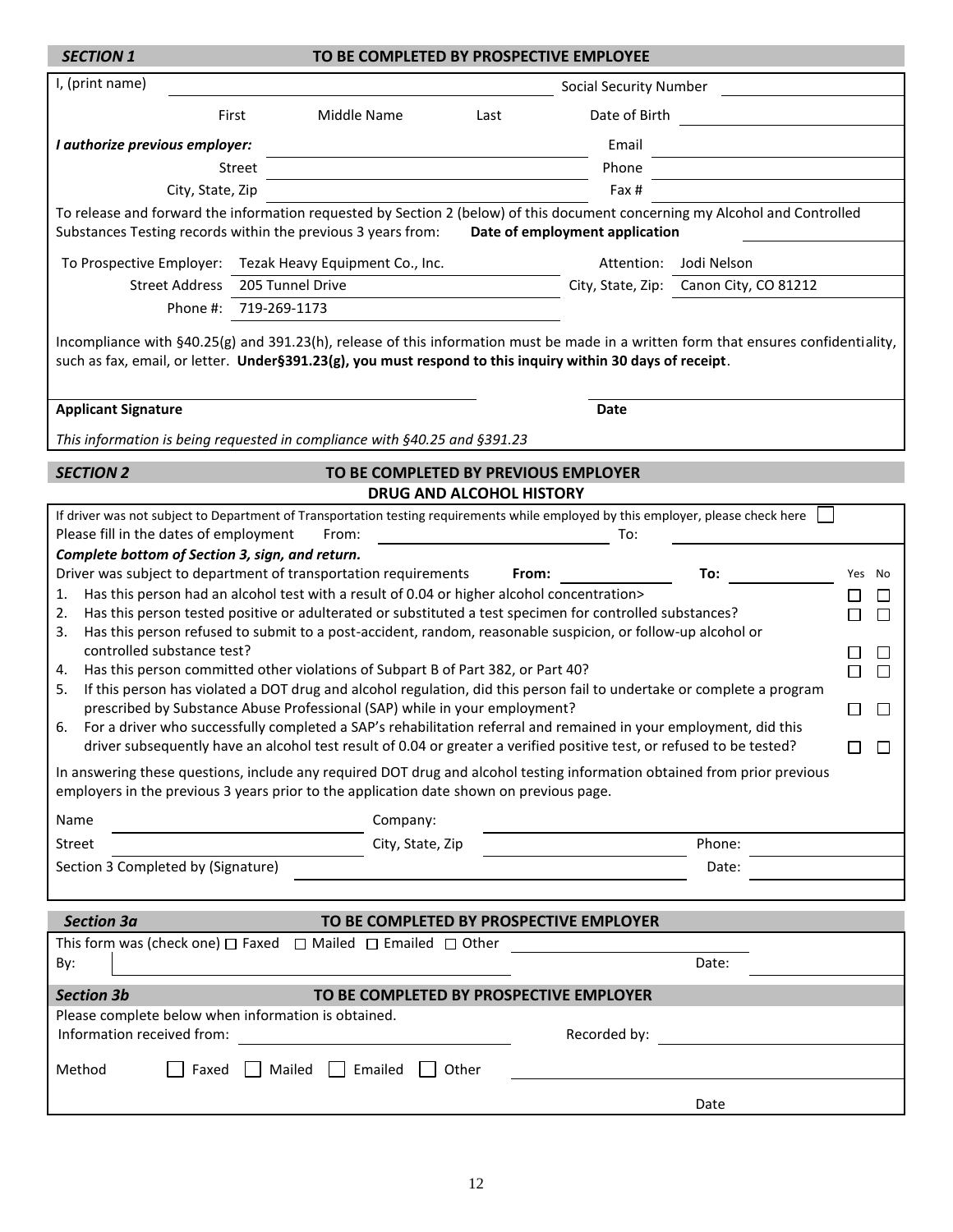## *SECTION 1* TO BE COMPLETED BY PROSPECTIVE EMPLOYEE

I, (print name) ______________________________ Social Security Number ______________

First          Middle Name          Last          Date of Birth ______________

***I authorize previous employer:*** ______________________________ Email ______________

Street ______________________________ Phone ______________

City, State, Zip ______________________________ Fax # ______________

To release and forward the information requested by Section 2 (below) of this document concerning my Alcohol and Controlled Substances Testing records within the previous 3 years from: **Date of employment application** ______________

To Prospective Employer: Tezak Heavy Equipment Co., Inc.          Attention: Jodi Nelson

Street Address 205 Tunnel Drive          City, State, Zip: Canon City, CO 81212

Phone #: 719-269-1173

Incompliance with §40.25(g) and 391.23(h), release of this information must be made in a written form that ensures confidentiality, such as fax, email, or letter. **Under§391.23(g), you must respond to this inquiry within 30 days of receipt**.

______________________________          ______________

**Applicant Signature**          **Date**

*This information is being requested in compliance with §40.25 and §391.23*

## *SECTION 2* TO BE COMPLETED BY PREVIOUS EMPLOYER

### DRUG AND ALCOHOL HISTORY

If driver was not subject to Department of Transportation testing requirements while employed by this employer, please check here ☐

Please fill in the dates of employment From: ______________ To: ______________

***Complete bottom of Section 3, sign, and return.***

Driver was subject to department of transportation requirements **From:** ______________ **To:** ______________

| | Question | Yes | No |
|---|---|---|---|
| 1. | Has this person had an alcohol test with a result of 0.04 or higher alcohol concentration> | ☐ | ☐ |
| 2. | Has this person tested positive or adulterated or substituted a test specimen for controlled substances? | ☐ | ☐ |
| 3. | Has this person refused to submit to a post-accident, random, reasonable suspicion, or follow-up alcohol or controlled substance test? | ☐ | ☐ |
| 4. | Has this person committed other violations of Subpart B of Part 382, or Part 40? | ☐ | ☐ |
| 5. | If this person has violated a DOT drug and alcohol regulation, did this person fail to undertake or complete a program prescribed by Substance Abuse Professional (SAP) while in your employment? | ☐ | ☐ |
| 6. | For a driver who successfully completed a SAP's rehabilitation referral and remained in your employment, did this driver subsequently have an alcohol test result of 0.04 or greater a verified positive test, or refused to be tested? | ☐ | ☐ |

In answering these questions, include any required DOT drug and alcohol testing information obtained from prior previous employers in the previous 3 years prior to the application date shown on previous page.

Name ______________ Company: ______________

Street ______________ City, State, Zip ______________ Phone: ______________

Section 3 Completed by (Signature) ______________________________ Date: ______________

## *Section 3a* TO BE COMPLETED BY PROSPECTIVE EMPLOYER

This form was (check one) ☐ Faxed ☐ Mailed ☐ Emailed ☐ Other ______________

By: ______________________________ Date: ______________

## *Section 3b* TO BE COMPLETED BY PROSPECTIVE EMPLOYER

Please complete below when information is obtained.

Information received from: ______________ Recorded by: ______________

Method ☐ Faxed ☐ Mailed ☐ Emailed ☐ Other ______________

Date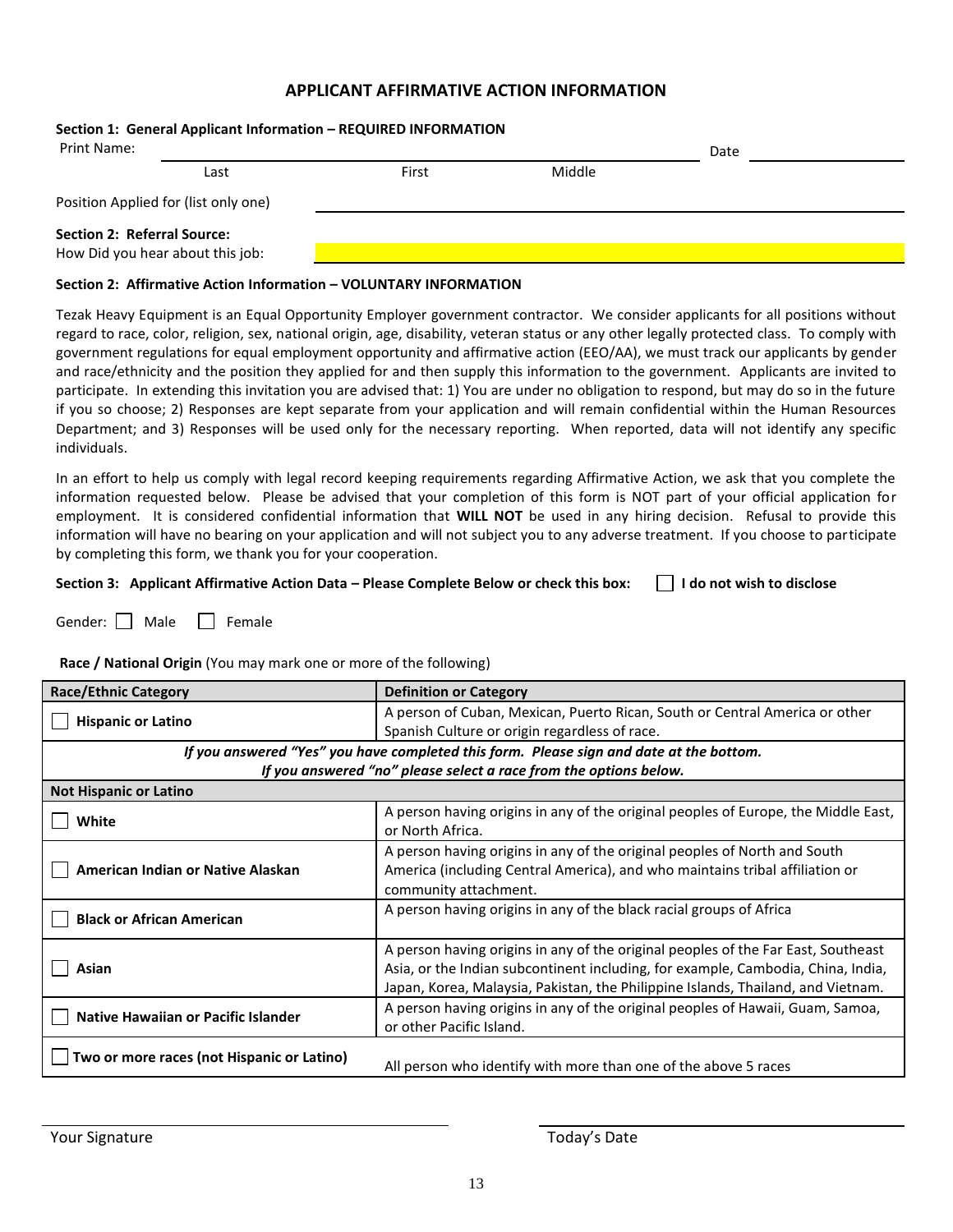## APPLICANT AFFIRMATIVE ACTION INFORMATION

**Section 1: General Applicant Information – REQUIRED INFORMATION**

Print Name: ______________________________________________ Date ______________

Last First Middle

Position Applied for (list only one) ______________________________________________

**Section 2: Referral Source:**

How Did you hear about this job: ______________________________________________

**Section 2: Affirmative Action Information – VOLUNTARY INFORMATION**

Tezak Heavy Equipment is an Equal Opportunity Employer government contractor. We consider applicants for all positions without regard to race, color, religion, sex, national origin, age, disability, veteran status or any other legally protected class. To comply with government regulations for equal employment opportunity and affirmative action (EEO/AA), we must track our applicants by gender and race/ethnicity and the position they applied for and then supply this information to the government. Applicants are invited to participate. In extending this invitation you are advised that: 1) You are under no obligation to respond, but may do so in the future if you so choose; 2) Responses are kept separate from your application and will remain confidential within the Human Resources Department; and 3) Responses will be used only for the necessary reporting. When reported, data will not identify any specific individuals.

In an effort to help us comply with legal record keeping requirements regarding Affirmative Action, we ask that you complete the information requested below. Please be advised that your completion of this form is NOT part of your official application for employment. It is considered confidential information that **WILL NOT** be used in any hiring decision. Refusal to provide this information will have no bearing on your application and will not subject you to any adverse treatment. If you choose to participate by completing this form, we thank you for your cooperation.

**Section 3: Applicant Affirmative Action Data – Please Complete Below or check this box:** ☐ **I do not wish to disclose**

Gender: ☐ Male ☐ Female

**Race / National Origin** (You may mark one or more of the following)

| Race/Ethnic Category | Definition or Category |
|---|---|
| ☐ **Hispanic or Latino** | A person of Cuban, Mexican, Puerto Rican, South or Central America or other Spanish Culture or origin regardless of race. |
| *If you answered "Yes" you have completed this form. Please sign and date at the bottom. If you answered "no" please select a race from the options below.* | |
| **Not Hispanic or Latino** | |
| ☐ **White** | A person having origins in any of the original peoples of Europe, the Middle East, or North Africa. |
| ☐ **American Indian or Native Alaskan** | A person having origins in any of the original peoples of North and South America (including Central America), and who maintains tribal affiliation or community attachment. |
| ☐ **Black or African American** | A person having origins in any of the black racial groups of Africa |
| ☐ **Asian** | A person having origins in any of the original peoples of the Far East, Southeast Asia, or the Indian subcontinent including, for example, Cambodia, China, India, Japan, Korea, Malaysia, Pakistan, the Philippine Islands, Thailand, and Vietnam. |
| ☐ **Native Hawaiian or Pacific Islander** | A person having origins in any of the original peoples of Hawaii, Guam, Samoa, or other Pacific Island. |
| ☐ **Two or more races (not Hispanic or Latino)** | All person who identify with more than one of the above 5 races |

______________________________ ______________________________

Your Signature Today's Date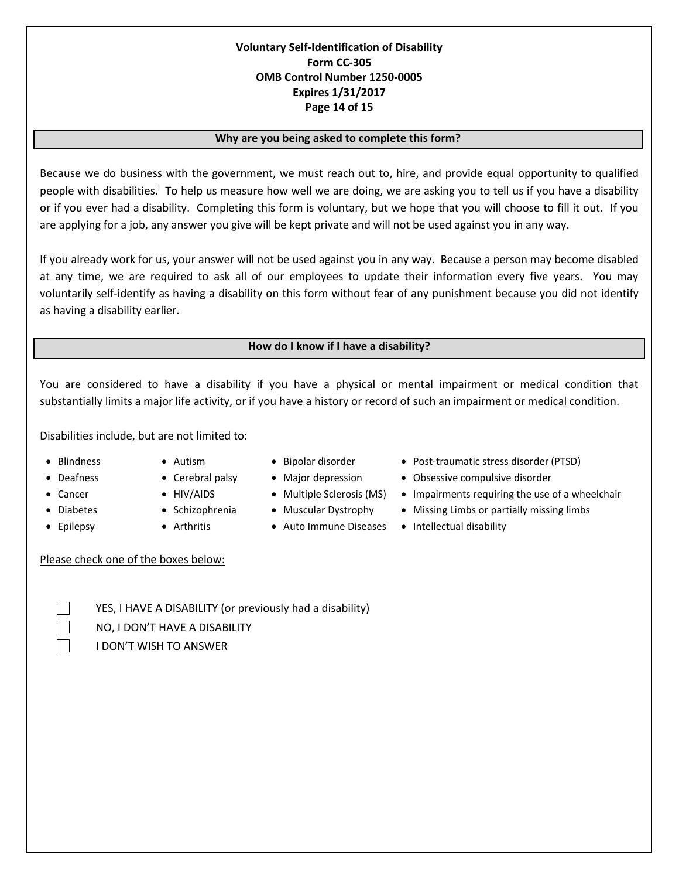**Voluntary Self-Identification of Disability**
**Form CC-305**
**OMB Control Number 1250-0005**
**Expires 1/31/2017**

## Why are you being asked to complete this form?

Because we do business with the government, we must reach out to, hire, and provide equal opportunity to qualified people with disabilities.[i] To help us measure how well we are doing, we are asking you to tell us if you have a disability or if you ever had a disability. Completing this form is voluntary, but we hope that you will choose to fill it out. If you are applying for a job, any answer you give will be kept private and will not be used against you in any way.

If you already work for us, your answer will not be used against you in any way. Because a person may become disabled at any time, we are required to ask all of our employees to update their information every five years. You may voluntarily self-identify as having a disability on this form without fear of any punishment because you did not identify as having a disability earlier.

## How do I know if I have a disability?

You are considered to have a disability if you have a physical or mental impairment or medical condition that substantially limits a major life activity, or if you have a history or record of such an impairment or medical condition.

Disabilities include, but are not limited to:

- Blindness
- Deafness
- Cancer
- Diabetes
- Epilepsy
- Autism
- Cerebral palsy
- HIV/AIDS
- Schizophrenia
- Arthritis
- Bipolar disorder
- Major depression
- Multiple Sclerosis (MS)
- Muscular Dystrophy
- Auto Immune Diseases
- Post-traumatic stress disorder (PTSD)
- Obsessive compulsive disorder
- Impairments requiring the use of a wheelchair
- Missing Limbs or partially missing limbs
- Intellectual disability

Please check one of the boxes below:

- ☐ YES, I HAVE A DISABILITY (or previously had a disability)
- ☐ NO, I DON'T HAVE A DISABILITY
- ☐ I DON'T WISH TO ANSWER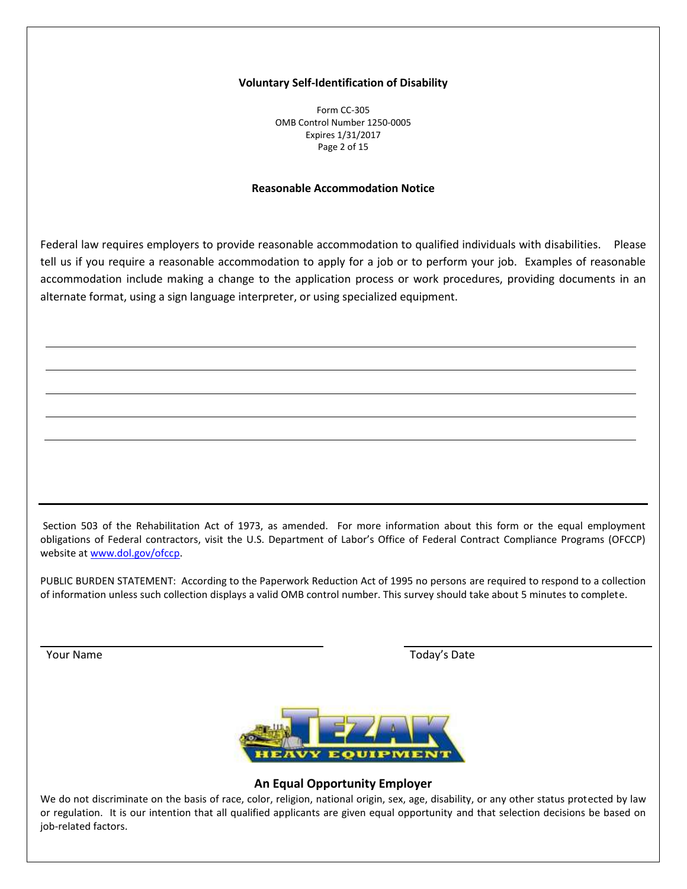**Voluntary Self-Identification of Disability**

Form CC-305
OMB Control Number 1250-0005
Expires 1/31/2017
Page 2 of 15

**Reasonable Accommodation Notice**

Federal law requires employers to provide reasonable accommodation to qualified individuals with disabilities. Please tell us if you require a reasonable accommodation to apply for a job or to perform your job. Examples of reasonable accommodation include making a change to the application process or work procedures, providing documents in an alternate format, using a sign language interpreter, or using specialized equipment.

\_\_\_\_\_\_\_\_\_\_\_\_\_\_\_\_\_\_\_\_\_\_\_\_\_\_\_\_\_\_\_\_\_\_\_\_\_\_\_\_\_\_\_\_\_\_\_\_\_\_\_\_\_\_\_\_\_\_\_\_

\_\_\_\_\_\_\_\_\_\_\_\_\_\_\_\_\_\_\_\_\_\_\_\_\_\_\_\_\_\_\_\_\_\_\_\_\_\_\_\_\_\_\_\_\_\_\_\_\_\_\_\_\_\_\_\_\_\_\_\_

\_\_\_\_\_\_\_\_\_\_\_\_\_\_\_\_\_\_\_\_\_\_\_\_\_\_\_\_\_\_\_\_\_\_\_\_\_\_\_\_\_\_\_\_\_\_\_\_\_\_\_\_\_\_\_\_\_\_\_\_

\_\_\_\_\_\_\_\_\_\_\_\_\_\_\_\_\_\_\_\_\_\_\_\_\_\_\_\_\_\_\_\_\_\_\_\_\_\_\_\_\_\_\_\_\_\_\_\_\_\_\_\_\_\_\_\_\_\_\_\_

\_\_\_\_\_\_\_\_\_\_\_\_\_\_\_\_\_\_\_\_\_\_\_\_\_\_\_\_\_\_\_\_\_\_\_\_\_\_\_\_\_\_\_\_\_\_\_\_\_\_\_\_\_\_\_\_\_\_\_\_

---

Section 503 of the Rehabilitation Act of 1973, as amended. For more information about this form or the equal employment obligations of Federal contractors, visit the U.S. Department of Labor's Office of Federal Contract Compliance Programs (OFCCP) website at [www.dol.gov/ofccp](http://www.dol.gov/ofccp).

PUBLIC BURDEN STATEMENT: According to the Paperwork Reduction Act of 1995 no persons are required to respond to a collection of information unless such collection displays a valid OMB control number. This survey should take about 5 minutes to complete.

\_\_\_\_\_\_\_\_\_\_\_\_\_\_\_\_\_\_\_\_\_\_\_\_\_\_\_\_\_\_\_\_ \_\_\_\_\_\_\_\_\_\_\_\_\_\_\_\_\_\_\_\_\_\_\_\_\_\_\_\_\_\_\_\_

Your Name Today's Date

TEZAK HEAVY EQUIPMENT

**An Equal Opportunity Employer**

We do not discriminate on the basis of race, color, religion, national origin, sex, age, disability, or any other status protected by law or regulation. It is our intention that all qualified applicants are given equal opportunity and that selection decisions be based on job-related factors.